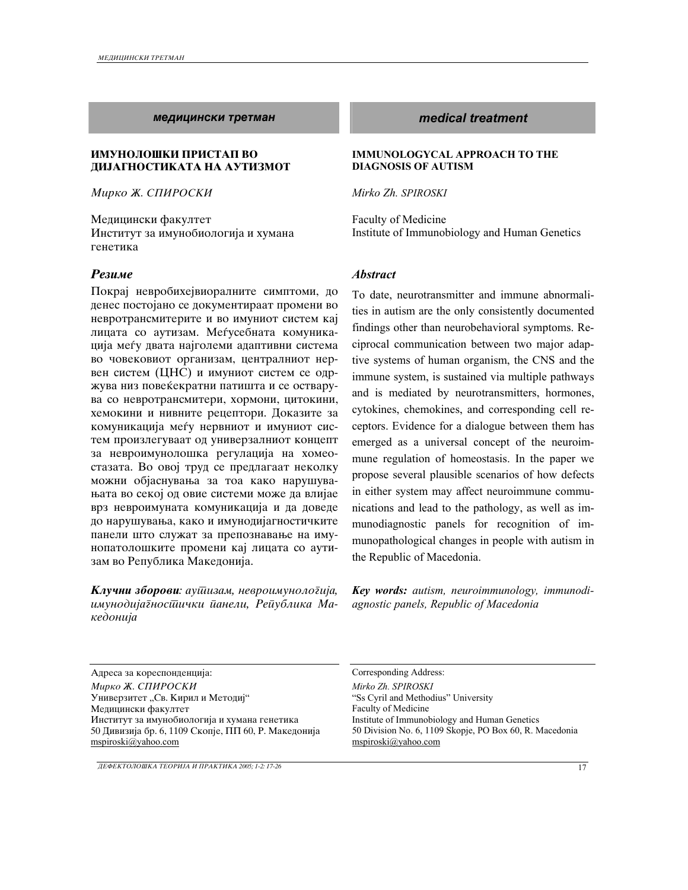## медицински третман

### ИМУНОЛОШКИ ПРИСТАП ВО ДИЈАГНОСТИКАТА НА АУТИЗМОТ

*Мирко Ж. СПИРОСКИ*

Медицински факултет
Институт за имунобиологија и хумана генетика

### *Резиме*

Покрај невробихејвиоралните симптоми, до денес постојано се документираат промени во невротрансмитерите и во имуниот систем кај лицата со аутизам. Меѓусебната комуникација меѓу двата најголеми адаптивни система во човековиот организам, централниот нервен систем (ЦНС) и имуниот систем се одржува низ повеќекратни патишта и се остварува со невротрансмитери, хормони, цитокини, хемокини и нивните рецептори. Доказите за комуникација меѓу нервниот и имуниот систем произлегуваат од универзалниот концепт за невроимунолошка регулација на хомеостазата. Во овој труд се предлагаат неколку можни објаснувања за тоа како нарушувањата во секој од овие системи може да влијае врз невроимуната комуникација и да доведе до нарушувања, како и имунодијагностичките панели што служат за препознавање на имунопатолошките промени кај лицата со аутизам во Република Македонија.

***Клучни зборови**: аутизам, невроимунологија, имунодијагностички панели, Република Македонија*

Адреса за кореспонденција:
*Мирко Ж. СПИРОСКИ*
Универзитет „Св. Кирил и Методиј“
Медицински факултет
Институт за имунобиологија и хумана генетика
50 Дивизија бр. 6, 1109 Скопје, ПП 60, Р. Македонија
mspiroski@yahoo.com

## medical treatment

### IMMUNOLOGYCAL APPROACH TO THE DIAGNOSIS OF AUTISM

*Mirko Zh. SPIROSKI*

Faculty of Medicine
Institute of Immunobiology and Human Genetics

### *Abstract*

To date, neurotransmitter and immune abnormalities in autism are the only consistently documented findings other than neurobehavioral symptoms. Reciprocal communication between two major adaptive systems of human organism, the CNS and the immune system, is sustained via multiple pathways and is mediated by neurotransmitters, hormones, cytokines, chemokines, and corresponding cell receptors. Evidence for a dialogue between them has emerged as a universal concept of the neuroimmune regulation of homeostasis. In the paper we propose several plausible scenarios of how defects in either system may affect neuroimmune communications and lead to the pathology, as well as immunodiagnostic panels for recognition of immunopathological changes in people with autism in the Republic of Macedonia.

***Key words:** autism, neuroimmunology, immunodiagnostic panels, Republic of Macedonia*

Corresponding Address:
*Mirko Zh. SPIROSKI*
"Ss Cyril and Methodius" University
Faculty of Medicine
Institute of Immunobiology and Human Genetics
50 Division No. 6, 1109 Skopje, PO Box 60, R. Macedonia
mspiroski@yahoo.com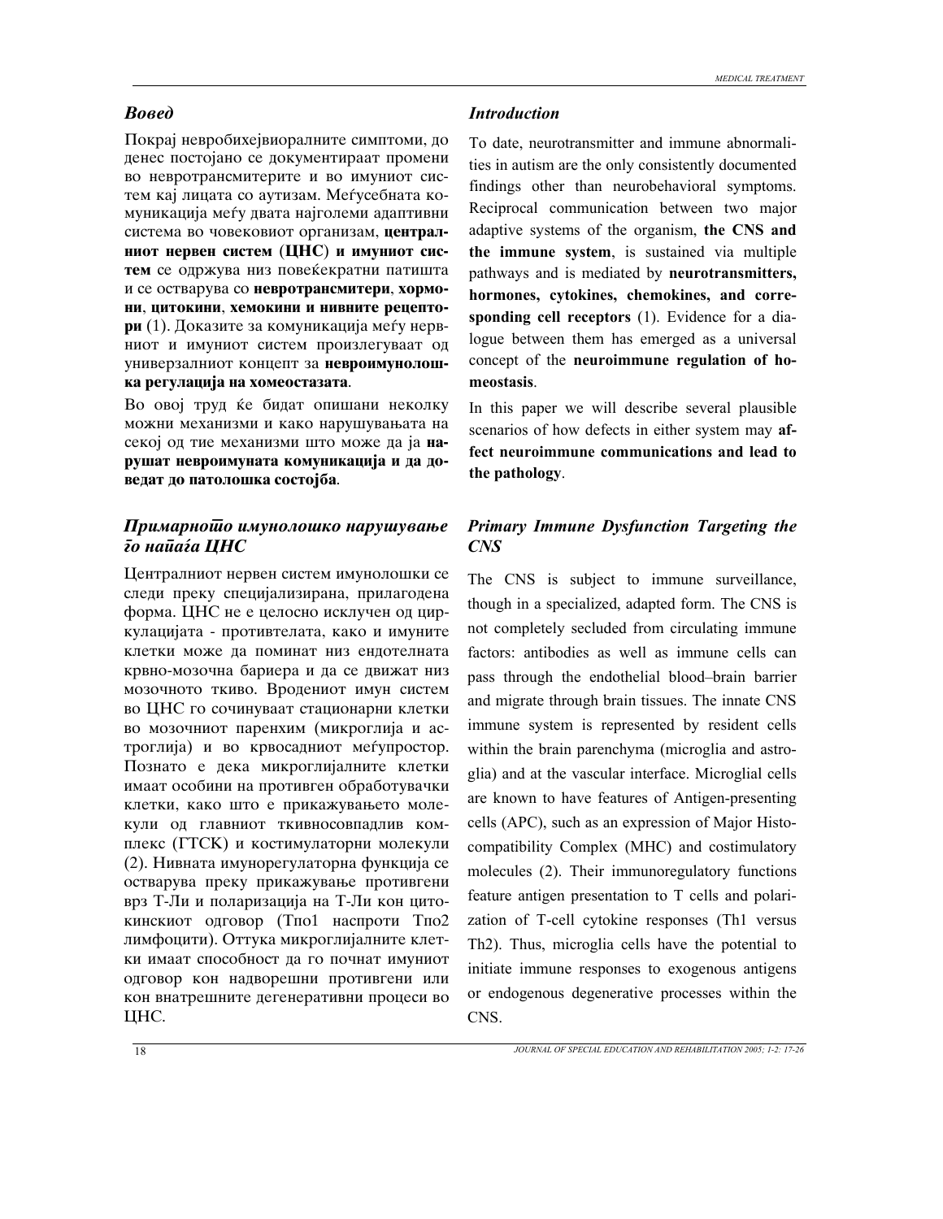## *Вовед*

Покрај невробихејвиоралните симптоми, до денес постојано се документираат промени во невротрансмитерите и во имуниот систем кај лицата со аутизам. Меѓусебната комуникација меѓу двата најголеми адаптивни система во човековиот организам, **централниот нервен систем (ЦНС) и имуниот систем** се одржува низ повеќекратни патишта и се остварува со **невротрансмитери**, **хормони**, **цитокини**, **хемокини и нивните рецептори** (1). Доказите за комуникација меѓу нервниот и имуниот систем произлегуваат од универзалниот концепт за **невроимунолошка регулација на хомеостазата**.

Во овој труд ќе бидат опишани неколку можни механизми и како нарушувањата на секој од тие механизми што може да ја **нарушат невроимуната комуникација и да доведат до патолошка состојба**.

## *Примарното имунолошко нарушување го напаѓа ЦНС*

Централниот нервен систем имунолошки се следи преку специјализирана, прилагодена форма. ЦНС не е целосно исклучен од циркулацијата - противтелата, како и имуните клетки може да поминат низ ендотелната крвно-мозочна бариера и да се движат низ мозочното ткиво. Вродениот имун систем во ЦНС го сочинуваат стационарни клетки во мозочниот паренхим (микроглија и астроглија) и во крвосадниот меѓупростор. Познато е дека микроглијалните клетки имаат особини на противген обработувачки клетки, како што е прикажувањето молекули од главниот ткивносовпадлив комплекс (ГТСК) и костимулаторни молекули (2). Нивната имунорегулаторна функција се остварува преку прикажување противгени врз Т-Ли и поларизација на Т-Ли кон цитокинскиот одговор (Тпо1 наспроти Тпо2 лимфоцити). Оттука микроглијалните клетки имаат способност да го почнат имуниот одговор кон надворешни противгени или кон внатрешните дегенеративни процеси во ЦНС.

## *Introduction*

To date, neurotransmitter and immune abnormalities in autism are the only consistently documented findings other than neurobehavioral symptoms. Reciprocal communication between two major adaptive systems of the organism, **the CNS and the immune system**, is sustained via multiple pathways and is mediated by **neurotransmitters, hormones, cytokines, chemokines, and corresponding cell receptors** (1). Evidence for a dialogue between them has emerged as a universal concept of the **neuroimmune regulation of homeostasis**.

In this paper we will describe several plausible scenarios of how defects in either system may **affect neuroimmune communications and lead to the pathology**.

## *Primary Immune Dysfunction Targeting the CNS*

The CNS is subject to immune surveillance, though in a specialized, adapted form. The CNS is not completely secluded from circulating immune factors: antibodies as well as immune cells can pass through the endothelial blood–brain barrier and migrate through brain tissues. The innate CNS immune system is represented by resident cells within the brain parenchyma (microglia and astroglia) and at the vascular interface. Microglial cells are known to have features of Antigen-presenting cells (APC), such as an expression of Major Histocompatibility Complex (MHC) and costimulatory molecules (2). Their immunoregulatory functions feature antigen presentation to T cells and polarization of T-cell cytokine responses (Th1 versus Th2). Thus, microglia cells have the potential to initiate immune responses to exogenous antigens or endogenous degenerative processes within the CNS.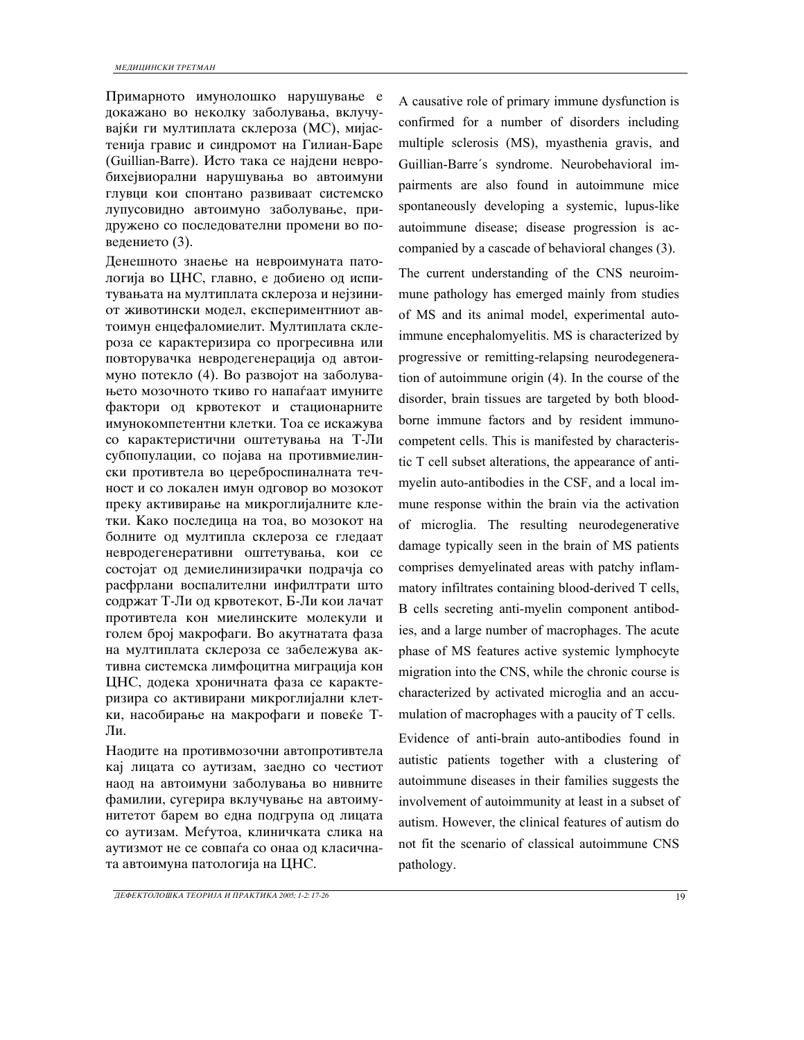Примарното имунолошко нарушување е докажано во неколку заболувања, вклучувајќи ги мултиплата склероза (МС), мијастенија гравис и синдромот на Гилиан-Баре (Guillian-Barre). Исто така се најдени невробихејвиорални нарушувања во автоимуни глувци кои спонтано развиваат системско лупусовидно автоимуно заболување, придружено со последователни промени во поведението (3).

Денешното знаење на невроимуната патологија во ЦНС, главно, е добиено од испитувањата на мултиплата склероза и нејзиниот животински модел, експериментниот автоимун енцефаломиелит. Мултиплата склероза се карактеризира со прогресивна или повторувачка невродегенерација од автоимуно потекло (4). Во развојот на заболувањето мозочното ткиво го напаѓаат имуните фактори од крвотекот и стационарните имунокомпетентни клетки. Тоа се искажува со карактеристични оштетувања на Т-Ли субпопулации, со појава на противмиелински противтела во цереброспиналната течност и со локален имун одговор во мозокот преку активирање на микроглијалните клетки. Како последица на тоа, во мозокот на болните од мултипла склероза се гледаат невродегенеративни оштетувања, кои се состојат од демиелинизирачки подрачја со расфрлани воспалителни инфилтрати што содржат Т-Ли од крвотекот, Б-Ли кои лачат противтела кон миелинските молекули и голем број макрофаги. Во акутнатата фаза на мултиплата склероза се забележува активна системска лимфоцитна миграција кон ЦНС, додека хроничната фаза се карактеризира со активирани микроглијални клетки, насобирање на макрофаги и повеќе Т-Ли.

Наодите на противмозочни автопротивтела кај лицата со аутизам, заедно со честиот наод на автоимуни заболувања во нивните фамилии, сугерира вклучување на автоимунитетот барем во една подгрупа од лицата со аутизам. Меѓутоа, клиничката слика на аутизмот не се совпаѓа со онаа од класичната автоимуна патологија на ЦНС.

A causative role of primary immune dysfunction is confirmed for a number of disorders including multiple sclerosis (MS), myasthenia gravis, and Guillian-Barre´s syndrome. Neurobehavioral impairments are also found in autoimmune mice spontaneously developing a systemic, lupus-like autoimmune disease; disease progression is accompanied by a cascade of behavioral changes (3).

The current understanding of the CNS neuroimmune pathology has emerged mainly from studies of MS and its animal model, experimental autoimmune encephalomyelitis. MS is characterized by progressive or remitting-relapsing neurodegeneration of autoimmune origin (4). In the course of the disorder, brain tissues are targeted by both blood-borne immune factors and by resident immunocompetent cells. This is manifested by characteristic T cell subset alterations, the appearance of anti-myelin auto-antibodies in the CSF, and a local immune response within the brain via the activation of microglia. The resulting neurodegenerative damage typically seen in the brain of MS patients comprises demyelinated areas with patchy inflammatory infiltrates containing blood-derived T cells, B cells secreting anti-myelin component antibodies, and a large number of macrophages. The acute phase of MS features active systemic lymphocyte migration into the CNS, while the chronic course is characterized by activated microglia and an accumulation of macrophages with a paucity of T cells.

Evidence of anti-brain auto-antibodies found in autistic patients together with a clustering of autoimmune diseases in their families suggests the involvement of autoimmunity at least in a subset of autism. However, the clinical features of autism do not fit the scenario of classical autoimmune CNS pathology.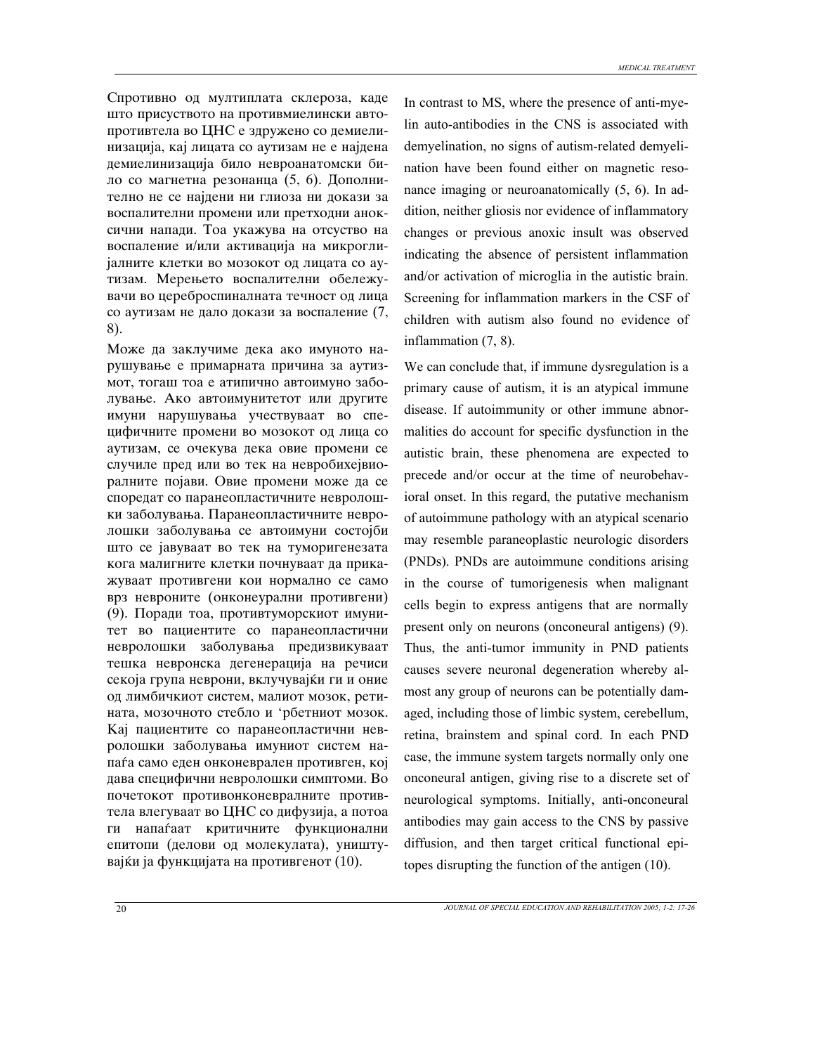Спротивно од мултиплата склероза, каде што присуството на противмиелински автопротивтела во ЦНС е здружено со демиелинизација, кај лицата со аутизам не е најдена демиелинизација било невроанатомски било со магнетна резонанца (5, 6). Дополнително не се најдени ни глиоза ни докази за воспалителни промени или претходни аноксични напади. Тоа укажува на отсуство на воспаление и/или активација на микроглијалните клетки во мозокот од лицата со аутизам. Мерењето воспалителни обележувачи во цереброспиналната течност од лица со аутизам не дало докази за воспаление (7, 8).

Може да заклучиме дека ако имуното нарушување е примарната причина за аутизмот, тогаш тоа е атипично автоимуно заболување. Ако автоимунитетот или другите имуни нарушувања учествуваат во специфичните промени во мозокот од лица со аутизам, се очекува дека овие промени се случиле пред или во тек на невробихејвиоралните појави. Овие промени може да се споредат со паранеопластичните невролошки заболувања. Паранеопластичните невролошки заболувања се автоимуни состојби што се јавуваат во тек на туморигенезата кога малигните клетки почнуваат да прикажуваат противгени кои нормално се само врз невроните (онконеурални противгени) (9). Поради тоа, противтуморскиот имунитет во пациентите со паранеопластични невролошки заболувања предизвикуваат тешка невронска дегенерација на речиси секоја група неврони, вклучувајќи ги и оние од лимбичкиот систем, малиот мозок, ретината, мозочното стебло и 'рбетниот мозок. Кај пациентите со паранеопластични невролошки заболувања имуниот систем напаѓа само еден онконеврален противген, кој дава специфични невролошки симптоми. Во почетокот противонконевралните противтела влегуваат во ЦНС со дифузија, а потоа ги напаѓаат критичните функционални епитопи (делови од молекулата), уништувајќи ја функцијата на противгенот (10).

In contrast to MS, where the presence of anti-myelin auto-antibodies in the CNS is associated with demyelination, no signs of autism-related demyelination have been found either on magnetic resonance imaging or neuroanatomically (5, 6). In addition, neither gliosis nor evidence of inflammatory changes or previous anoxic insult was observed indicating the absence of persistent inflammation and/or activation of microglia in the autistic brain. Screening for inflammation markers in the CSF of children with autism also found no evidence of inflammation (7, 8).

We can conclude that, if immune dysregulation is a primary cause of autism, it is an atypical immune disease. If autoimmunity or other immune abnormalities do account for specific dysfunction in the autistic brain, these phenomena are expected to precede and/or occur at the time of neurobehavioral onset. In this regard, the putative mechanism of autoimmune pathology with an atypical scenario may resemble paraneoplastic neurologic disorders (PNDs). PNDs are autoimmune conditions arising in the course of tumorigenesis when malignant cells begin to express antigens that are normally present only on neurons (onconeural antigens) (9). Thus, the anti-tumor immunity in PND patients causes severe neuronal degeneration whereby almost any group of neurons can be potentially damaged, including those of limbic system, cerebellum, retina, brainstem and spinal cord. In each PND case, the immune system targets normally only one onconeural antigen, giving rise to a discrete set of neurological symptoms. Initially, anti-onconeural antibodies may gain access to the CNS by passive diffusion, and then target critical functional epitopes disrupting the function of the antigen (10).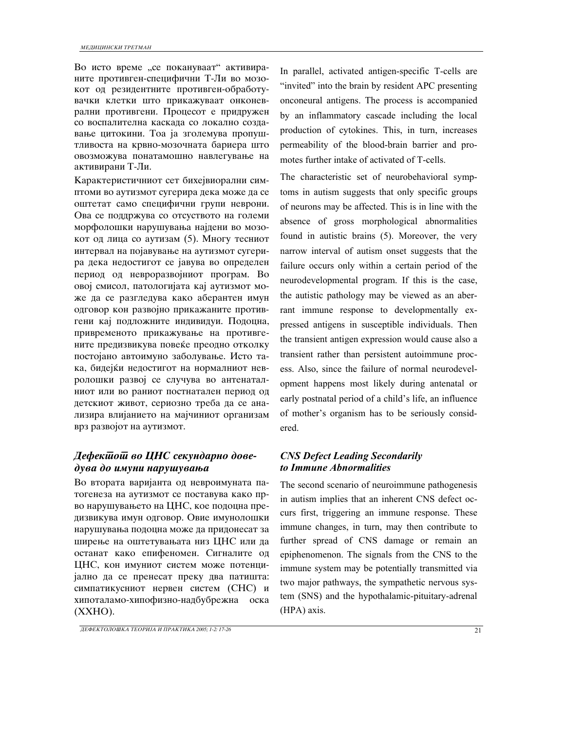Во исто време „се покануваат" активираните противген-специфични Т-Ли во мозокот од резидентните противген-обработувачки клетки што прикажуваат онконеврални противгени. Процесот е придружен со воспалителна каскада со локално создавање цитокини. Тоа ја зголемува пропуштливоста на крвно-мозочната бариера што овозможува понатамошно навлегување на активирани Т-Ли.

Карактеристичниот сет бихејвиорални симптоми во аутизмот сугерира дека може да се оштетат само специфични групи неврони. Ова се поддржува со отсуството на големи морфолошки нарушувања најдени во мозокот од лица со аутизам (5). Многу тесниот интервал на појавување на аутизмот сугерира дека недостигот се јавува во определен период од невроразвојниот програм. Во овој смисол, патологијата кај аутизмот може да се разгледува како аберантен имун одговор кон развојно прикажаните противгени кај подложните индивидуи. Подоцна, привременото прикажување на противгените предизвикува повеќе преодно отколку постојано автоимуно заболување. Исто така, бидејќи недостигот на нормалниот невролошки развој се случува во антенаталниот или во раниот постнатален период од детскиот живот, сериозно треба да се анализира влијанието на мајчиниот организам врз развојот на аутизмот.

### *Дефектот во ЦНС секундарно доведува до имуни нарушувања*

Во втората варијанта од невроимуната патогенеза на аутизмот се поставува како прво нарушувањето на ЦНС, кое подоцна предизвикува имун одговор. Овие имунолошки нарушувања подоцна може да придонесат за ширење на оштетувањата низ ЦНС или да останат како епифеномен. Сигналите од ЦНС, кон имуниот систем може потенцијално да се пренесат преку два патишта: симпатикусниот нервен систем (СНС) и хипоталамо-хипофизно-надбубрежна оска (ХХНО).

In parallel, activated antigen-specific T-cells are "invited" into the brain by resident APC presenting onconeural antigens. The process is accompanied by an inflammatory cascade including the local production of cytokines. This, in turn, increases permeability of the blood-brain barrier and promotes further intake of activated of T-cells.

The characteristic set of neurobehavioral symptoms in autism suggests that only specific groups of neurons may be affected. This is in line with the absence of gross morphological abnormalities found in autistic brains (5). Moreover, the very narrow interval of autism onset suggests that the failure occurs only within a certain period of the neurodevelopmental program. If this is the case, the autistic pathology may be viewed as an aberrant immune response to developmentally expressed antigens in susceptible individuals. Then the transient antigen expression would cause also a transient rather than persistent autoimmune process. Also, since the failure of normal neurodevelopment happens most likely during antenatal or early postnatal period of a child's life, an influence of mother's organism has to be seriously considered.

### *CNS Defect Leading Secondarily to Immune Abnormalities*

The second scenario of neuroimmune pathogenesis in autism implies that an inherent CNS defect occurs first, triggering an immune response. These immune changes, in turn, may then contribute to further spread of CNS damage or remain an epiphenomenon. The signals from the CNS to the immune system may be potentially transmitted via two major pathways, the sympathetic nervous system (SNS) and the hypothalamic-pituitary-adrenal (HPA) axis.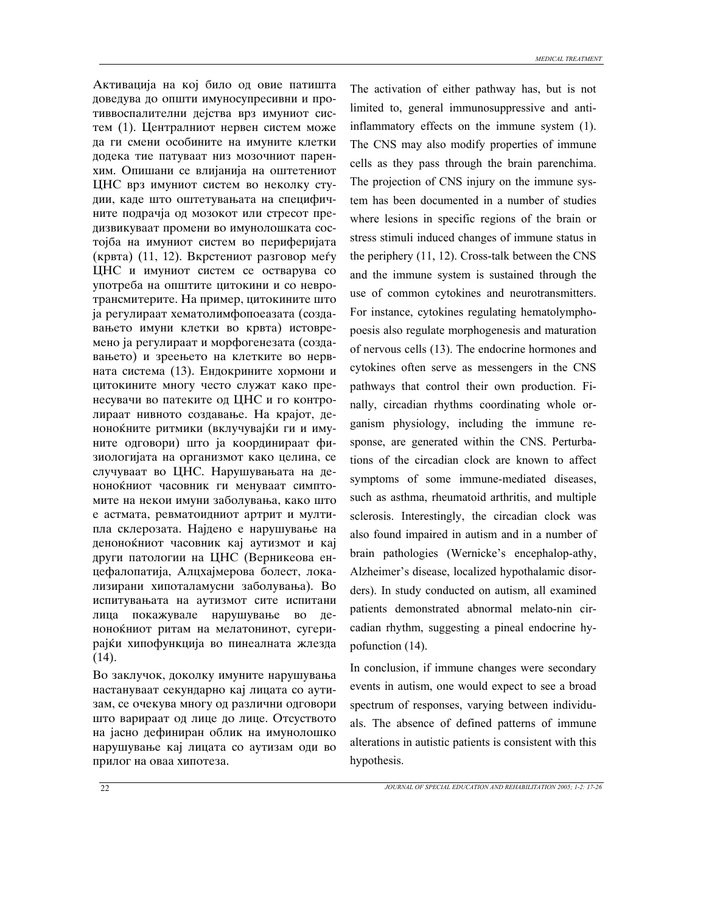Активација на кој било од овие патишта доведува до општи имуносупресивни и противвоспалителни дејства врз имуниот систем (1). Централниот нервен систем може да ги смени особините на имуните клетки додека тие патуваат низ мозочниот паренхим. Опишани се влијанија на оштетениот ЦНС врз имуниот систем во неколку студии, каде што оштетувањата на специфичните подрачја од мозокот или стресот предизвикуваат промени во имунолошката состојба на имуниот систем во периферијата (крвта) (11, 12). Вкрстениот разговор меѓу ЦНС и имуниот систем се остварува со употреба на општите цитокини и со невротрансмитерите. На пример, цитокините што ја регулираат хематолимфопоезата (создавањето имуни клетки во крвта) истовремено ја регулираат и морфогенезата (создавањето) и зреењето на клетките во нервната система (13). Ендокрините хормони и цитокините многу често служат како пренесувачи во патеките од ЦНС и го контролираат нивното создавање. На крајот, деноноќните ритмики (вклучувајќи ги и имуните одговори) што ја координираат физиологијата на организмот како целина, се случуваат во ЦНС. Нарушувањата на деноноќниот часовник ги менуваат симптомите на некои имуни заболувања, како што е астмата, ревматоидниот артрит и мултипла склерозата. Најдено е нарушување на деноноќниот часовник кај аутизмот и кај други патологии на ЦНС (Верникеова енцефалопатија, Алцхајмерова болест, локализирани хипоталамусни заболувања). Во испитувањата на аутизмот сите испитани лица покажувале нарушување во деноноќниот ритам на мелатонинот, сугерирајќи хипофункција во пинеалната жлезда (14).

Во заклучок, доколку имуните нарушувања настануваат секундарно кај лицата со аутизам, се очекува многу од различни одговори што варираат од лице до лице. Отсуството на јасно дефиниран облик на имунолошко нарушување кај лицата со аутизам оди во прилог на оваа хипотеза.

The activation of either pathway has, but is not limited to, general immunosuppressive and anti-inflammatory effects on the immune system (1). The CNS may also modify properties of immune cells as they pass through the brain parenchima. The projection of CNS injury on the immune system has been documented in a number of studies where lesions in specific regions of the brain or stress stimuli induced changes of immune status in the periphery (11, 12). Cross-talk between the CNS and the immune system is sustained through the use of common cytokines and neurotransmitters. For instance, cytokines regulating hematolymphopoesis also regulate morphogenesis and maturation of nervous cells (13). The endocrine hormones and cytokines often serve as messengers in the CNS pathways that control their own production. Finally, circadian rhythms coordinating whole organism physiology, including the immune response, are generated within the CNS. Perturbations of the circadian clock are known to affect symptoms of some immune-mediated diseases, such as asthma, rheumatoid arthritis, and multiple sclerosis. Interestingly, the circadian clock was also found impaired in autism and in a number of brain pathologies (Wernicke's encephalop-athy, Alzheimer's disease, localized hypothalamic disorders). In study conducted on autism, all examined patients demonstrated abnormal melato-nin circadian rhythm, suggesting a pineal endocrine hypofunction (14).

In conclusion, if immune changes were secondary events in autism, one would expect to see a broad spectrum of responses, varying between individuals. The absence of defined patterns of immune alterations in autistic patients is consistent with this hypothesis.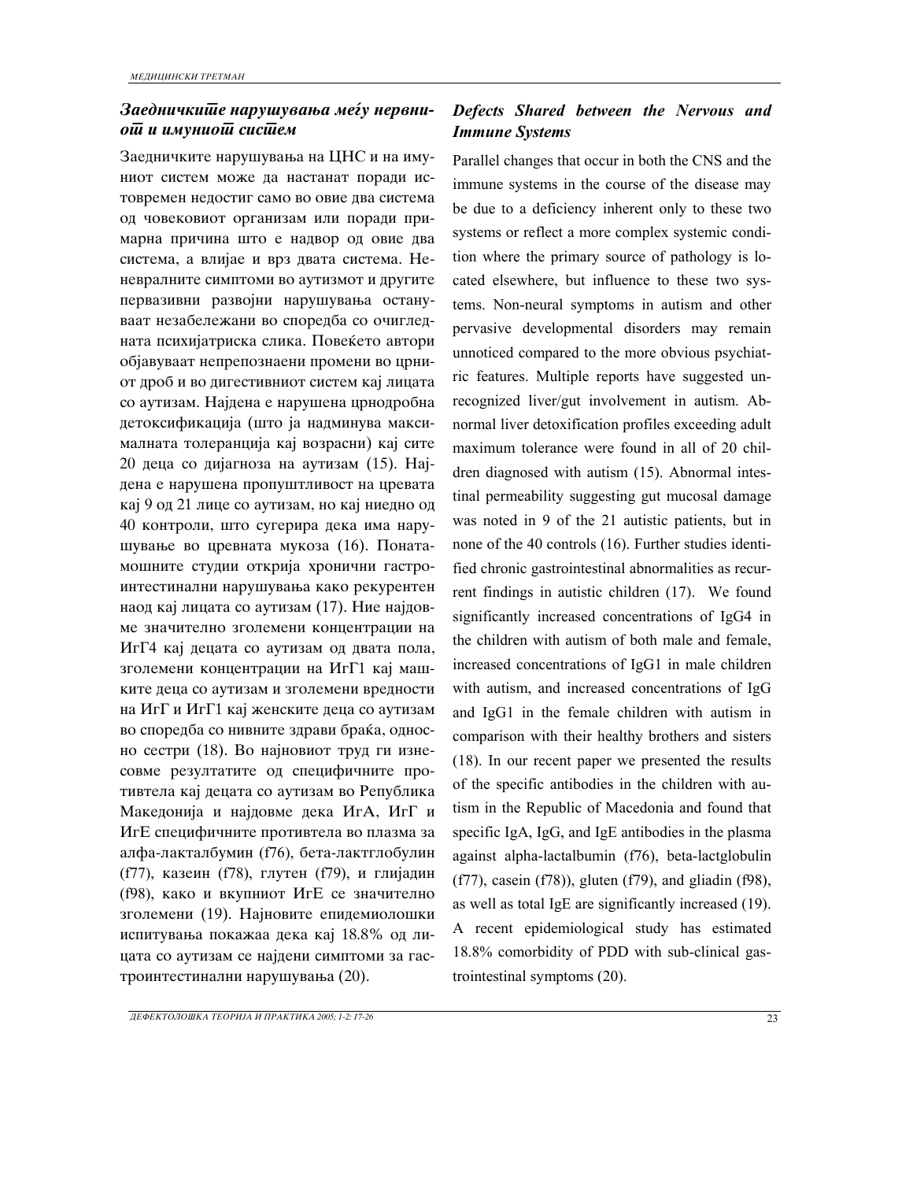### *Заедничкиѿе нарушувања меѓу нервниоѿ и имуниоѿ сисѿем*

Заедничките нарушувања на ЦНС и на имуниот систем може да настанат поради истовремен недостиг само во овие два система од човековиот организам или поради примарна причина што е надвор од овие два система, а влијае и врз двата система. Неневралните симптоми во аутизмот и другите первазивни развојни нарушувања остануваат незабележани во споредба со очигледната психијатриска слика. Повеќето автори објавуваат непрепознаени промени во црниот дроб и во дигестивниот систем кај лицата со аутизам. Најдена е нарушена црнодробна детоксификација (што ја надминува максималната толеранција кај возрасни) кај сите 20 деца со дијагноза на аутизам (15). Најдена е нарушена пропуштливост на цревата кај 9 од 21 лице со аутизам, но кај ниедно од 40 контроли, што сугерира дека има нарушување во цревната мукоза (16). Понатамошните студии открија хронични гастроинтестинални нарушувања како рекурентен наод кај лицата со аутизам (17). Ние најдовме значително зголемени концентрации на ИгГ4 кај децата со аутизам од двата пола, зголемени концентрации на ИгГ1 кај машките деца со аутизам и зголемени вредности на ИгГ и ИгГ1 кај женските деца со аутизам во споредба со нивните здрави браќа, односно сестри (18). Во најновиот труд ги изнесовме резултатите од специфичните противтела кај децата со аутизам во Република Македонија и најдовме дека ИгА, ИгГ и ИгЕ специфичните противтела во плазма за алфа-лакталбумин (f76), бета-лактглобулин (f77), казеин (f78), глутен (f79), и глијадин (f98), како и вкупниот ИгЕ се значително зголемени (19). Најновите епидемиолошки испитувања покажаа дека кај 18.8% од лицата со аутизам се најдени симптоми за гастроинтестинални нарушувања (20).

### *Defects Shared between the Nervous and Immune Systems*

Parallel changes that occur in both the CNS and the immune systems in the course of the disease may be due to a deficiency inherent only to these two systems or reflect a more complex systemic condition where the primary source of pathology is located elsewhere, but influence to these two systems. Non-neural symptoms in autism and other pervasive developmental disorders may remain unnoticed compared to the more obvious psychiatric features. Multiple reports have suggested unrecognized liver/gut involvement in autism. Abnormal liver detoxification profiles exceeding adult maximum tolerance were found in all of 20 children diagnosed with autism (15). Abnormal intestinal permeability suggesting gut mucosal damage was noted in 9 of the 21 autistic patients, but in none of the 40 controls (16). Further studies identified chronic gastrointestinal abnormalities as recurrent findings in autistic children (17). We found significantly increased concentrations of IgG4 in the children with autism of both male and female, increased concentrations of IgG1 in male children with autism, and increased concentrations of IgG and IgG1 in the female children with autism in comparison with their healthy brothers and sisters (18). In our recent paper we presented the results of the specific antibodies in the children with autism in the Republic of Macedonia and found that specific IgA, IgG, and IgE antibodies in the plasma against alpha-lactalbumin (f76), beta-lactglobulin (f77), casein (f78)), gluten (f79), and gliadin (f98), as well as total IgE are significantly increased (19). A recent epidemiological study has estimated 18.8% comorbidity of PDD with sub-clinical gastrointestinal symptoms (20).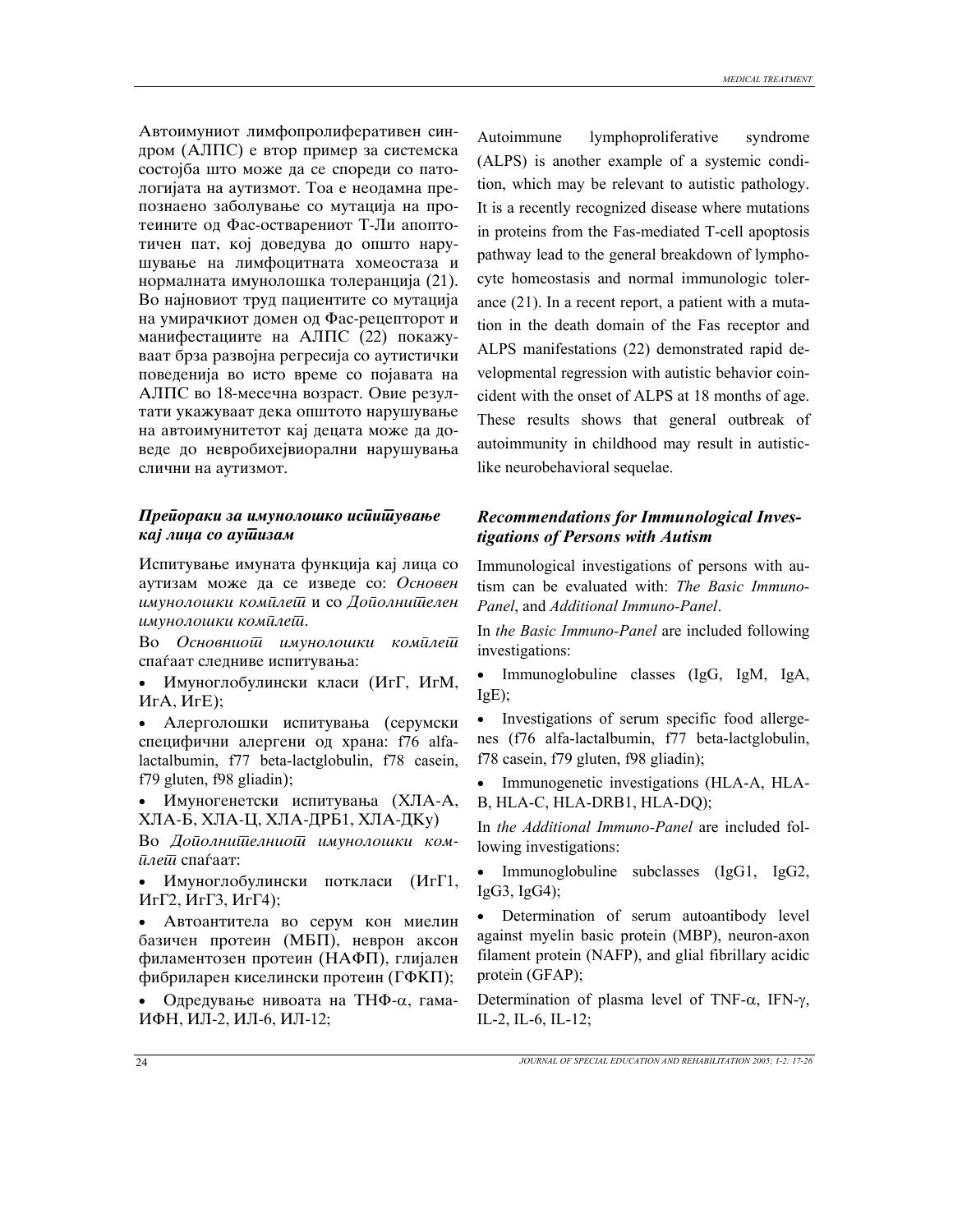Автоимуниот лимфопролиферативен синдром (АЛПС) е втор пример за системска состојба што може да се спореди со патологијата на аутизмот. Тоа е неодамна препознаено заболување со мутација на протеините од Фас-остварениот Т-Ли апоптотичен пат, кој доведува до општо нарушување на лимфоцитната хомеостаза и нормалната имунолошка толеранција (21). Во најновиот труд пациентите со мутација на умирачкиот домен од Фас-рецепторот и манифестациите на АЛПС (22) покажуваат брза развојна регресија со аутистички поведенија во исто време со појавата на АЛПС во 18-месечна возраст. Овие резултати укажуваат дека општото нарушување на автоимунитетот кај децата може да доведе до невробихејвиорални нарушувања слични на аутизмот.

### *Препораки за имунолошко испитување кај лица со аутизам*

Испитување имуната функција кај лица со аутизам може да се изведе со: *Основен имунолошки комплет* и со *Дополнителен имунолошки комплет*.

Во *Основниот имунолошки комплет* спаѓаат следниве испитувања:

- Имуноглобулински класи (ИгГ, ИгМ, ИгА, ИгЕ);
- Алерголошки испитувања (серумски специфични алергени од храна: f76 alfa-lactalbumin, f77 beta-lactglobulin, f78 casein, f79 gluten, f98 gliadin);
- Имуногенетски испитувања (ХЛА-А, ХЛА-Б, ХЛА-Ц, ХЛА-ДРБ1, ХЛА-ДКу)

Во *Дополнителниот имунолошки комплет* спаѓаат:

- Имуноглобулински поткласи (ИгГ1, ИгГ2, ИгГ3, ИгГ4);
- Автоантитела во серум кон миелин базичен протеин (МБП), неврон аксон филаментозен протеин (НАФП), глијален фибриларен киселински протеин (ГФКП);
- Одредување на нивоата на ТНФ-α, гама-ИФН, ИЛ-2, ИЛ-6, ИЛ-12;

Autoimmune lymphoproliferative syndrome (ALPS) is another example of a systemic condition, which may be relevant to autistic pathology. It is a recently recognized disease where mutations in proteins from the Fas-mediated T-cell apoptosis pathway lead to the general breakdown of lymphocyte homeostasis and normal immunologic tolerance (21). In a recent report, a patient with a mutation in the death domain of the Fas receptor and ALPS manifestations (22) demonstrated rapid developmental regression with autistic behavior coincident with the onset of ALPS at 18 months of age. These results shows that general outbreak of autoimmunity in childhood may result in autistic-like neurobehavioral sequelae.

### *Recommendations for Immunological Investigations of Persons with Autism*

Immunological investigations of persons with autism can be evaluated with: *The Basic Immuno-Panel*, and *Additional Immuno-Panel*.

In *the Basic Immuno-Panel* are included following investigations:

- Immunoglobuline classes (IgG, IgM, IgA, IgE);
- Investigations of serum specific food allergenes (f76 alfa-lactalbumin, f77 beta-lactglobulin, f78 casein, f79 gluten, f98 gliadin);
- Immunogenetic investigations (HLA-A, HLA-B, HLA-C, HLA-DRB1, HLA-DQ);

In *the Additional Immuno-Panel* are included following investigations:

- Immunoglobuline subclasses (IgG1, IgG2, IgG3, IgG4);
- Determination of serum autoantibody level against myelin basic protein (MBP), neuron-axon filament protein (NAFP), and glial fibrillary acidic protein (GFAP);

Determination of plasma level of TNF-α, IFN-γ, IL-2, IL-6, IL-12;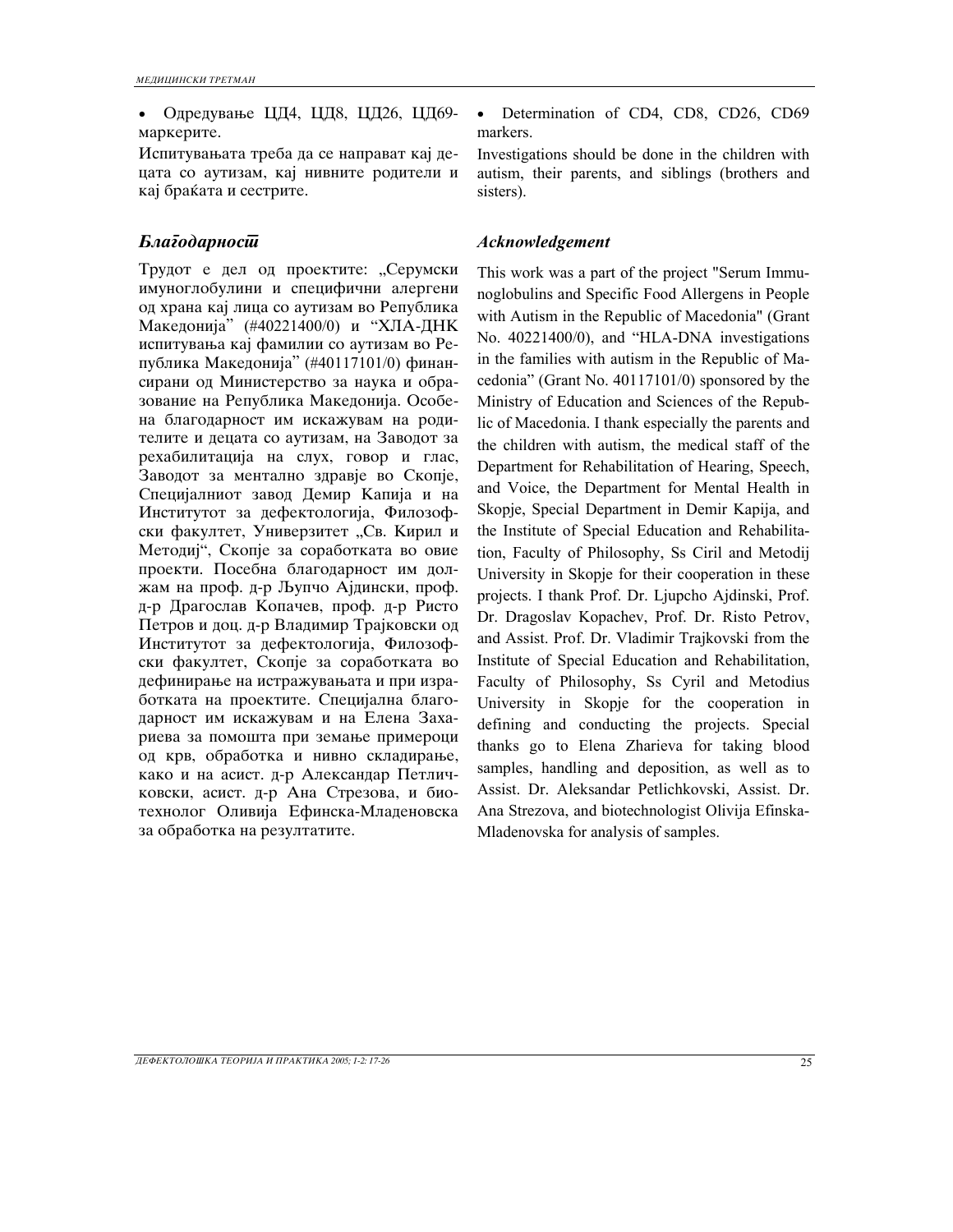- Одредување ЦД4, ЦД8, ЦД26, ЦД69-маркерите.

Испитувањата треба да се направат кај децата со аутизам, кај нивните родители и кај браќата и сестрите.

## *Благодарност*

Трудот е дел од проектите: „Серумски имуноглобулини и специфични алергени од храна кај лица со аутизам во Република Македонија" (#40221400/0) и "ХЛА-ДНК испитувања кај фамилии со аутизам во Република Македонија" (#40117101/0) финансирани од Министерство за наука и образование на Република Македонија. Особена благодарност им искажувам на родителите и децата со аутизам, на Заводот за рехабилитација на слух, говор и глас, Заводот за ментално здравје во Скопје, Специјалниот завод Демир Капија и на Институтот за дефектологија, Филозофски факултет, Универзитет „Св. Кирил и Методиј", Скопје за соработката во овие проекти. Посебна благодарност им должам на проф. д-р Љупчо Ајдински, проф. д-р Драгослав Копачев, проф. д-р Ристо Петров и доц. д-р Владимир Трајковски од Институтот за дефектологија, Филозофски факултет, Скопје за соработката во дефинирање на истражувањата и при изработката на проектите. Специјална благодарност им искажувам и на Елена Захариева за помошта при земање примероци од крв, обработка и нивно складирање, како и на асист. д-р Александар Петличковски, асист. д-р Ана Стрезова, и биотехнолог Оливија Ефинска-Младеновска за обработка на резултатите.

- Determination of CD4, CD8, CD26, CD69 markers.

Investigations should be done in the children with autism, their parents, and siblings (brothers and sisters).

## *Acknowledgement*

This work was a part of the project "Serum Immunoglobulins and Specific Food Allergens in People with Autism in the Republic of Macedonia" (Grant No. 40221400/0), and "HLA-DNA investigations in the families with autism in the Republic of Macedonia" (Grant No. 40117101/0) sponsored by the Ministry of Education and Sciences of the Republic of Macedonia. I thank especially the parents and the children with autism, the medical staff of the Department for Rehabilitation of Hearing, Speech, and Voice, the Department for Mental Health in Skopje, Special Department in Demir Kapija, and the Institute of Special Education and Rehabilitation, Faculty of Philosophy, Ss Ciril and Metodij University in Skopje for their cooperation in these projects. I thank Prof. Dr. Ljupcho Ajdinski, Prof. Dr. Dragoslav Kopachev, Prof. Dr. Risto Petrov, and Assist. Prof. Dr. Vladimir Trajkovski from the Institute of Special Education and Rehabilitation, Faculty of Philosophy, Ss Cyril and Metodius University in Skopje for the cooperation in defining and conducting the projects. Special thanks go to Elena Zharieva for taking blood samples, handling and deposition, as well as to Assist. Dr. Aleksandar Petlichkovski, Assist. Dr. Ana Strezova, and biotechnologist Olivija Efinska-Mladenovska for analysis of samples.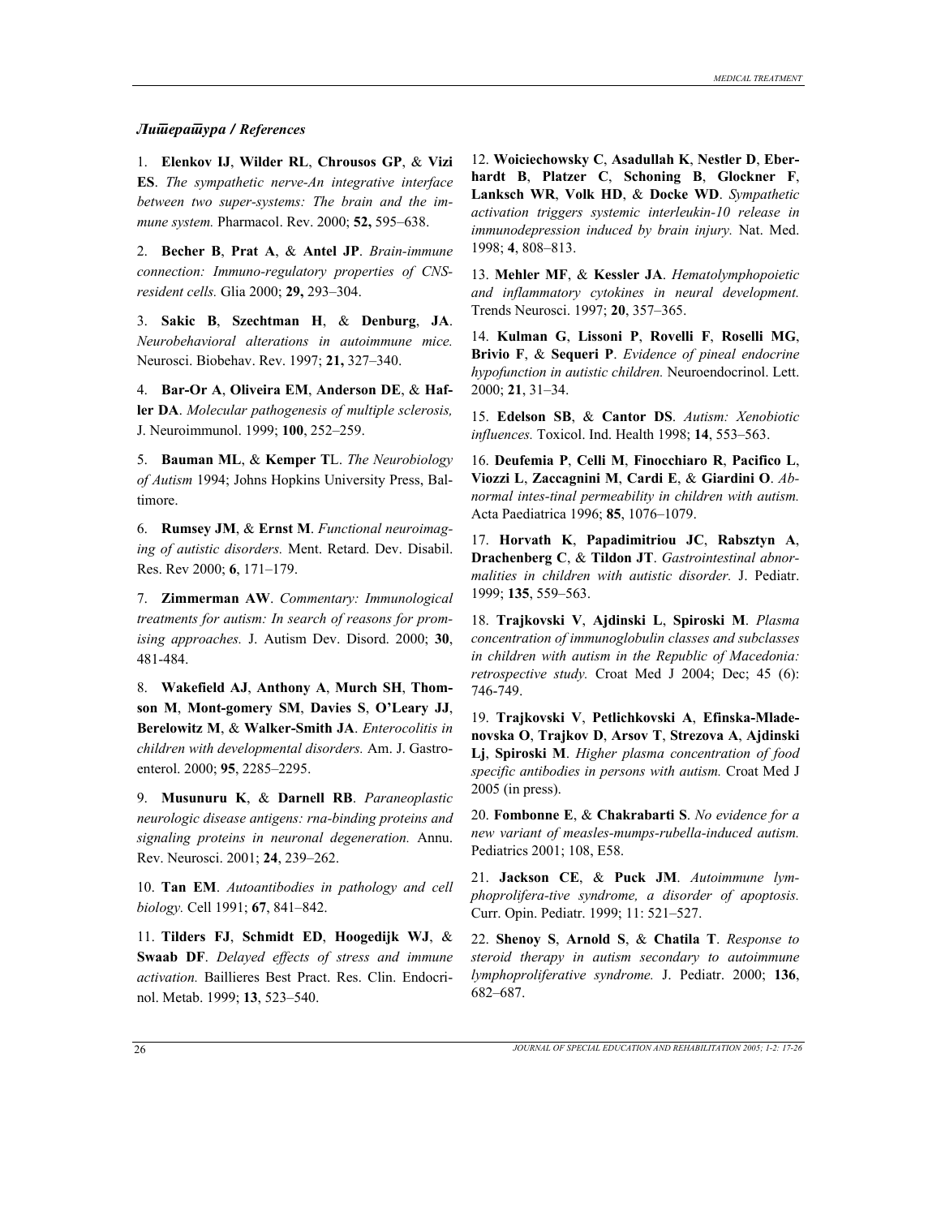### *Литература / References*

1. **Elenkov IJ**, **Wilder RL**, **Chrousos GP**, & **Vizi ES**. *The sympathetic nerve-An integrative interface between two super-systems: The brain and the immune system.* Pharmacol. Rev. 2000; **52,** 595–638.

2. **Becher B**, **Prat A**, & **Antel JP**. *Brain-immune connection: Immuno-regulatory properties of CNS-resident cells.* Glia 2000; **29,** 293–304.

3. **Sakic B**, **Szechtman H**, & **Denburg**, **JA**. *Neurobehavioral alterations in autoimmune mice.* Neurosci. Biobehav. Rev. 1997; **21,** 327–340.

4. **Bar-Or A**, **Oliveira EM**, **Anderson DE**, & **Hafler DA**. *Molecular pathogenesis of multiple sclerosis,* J. Neuroimmunol. 1999; **100**, 252–259.

5. **Bauman ML**, & **Kemper T**L. *The Neurobiology of Autism* 1994; Johns Hopkins University Press, Baltimore.

6. **Rumsey JM**, & **Ernst M**. *Functional neuroimaging of autistic disorders.* Ment. Retard. Dev. Disabil. Res. Rev 2000; **6**, 171–179.

7. **Zimmerman AW**. *Commentary: Immunological treatments for autism: In search of reasons for promising approaches.* J. Autism Dev. Disord. 2000; **30**, 481-484.

8. **Wakefield AJ**, **Anthony A**, **Murch SH**, **Thomson M**, **Mont-gomery SM**, **Davies S**, **O'Leary JJ**, **Berelowitz M**, & **Walker-Smith JA**. *Enterocolitis in children with developmental disorders.* Am. J. Gastroenterol. 2000; **95**, 2285–2295.

9. **Musunuru K**, & **Darnell RB**. *Paraneoplastic neurologic disease antigens: rna-binding proteins and signaling proteins in neuronal degeneration.* Annu. Rev. Neurosci. 2001; **24**, 239–262.

10. **Tan EM**. *Autoantibodies in pathology and cell biology.* Cell 1991; **67**, 841–842.

11. **Tilders FJ**, **Schmidt ED**, **Hoogedijk WJ**, & **Swaab DF**. *Delayed effects of stress and immune activation.* Baillieres Best Pract. Res. Clin. Endocrinol. Metab. 1999; **13**, 523–540.

12. **Woiciechowsky C**, **Asadullah K**, **Nestler D**, **Eberhardt B**, **Platzer C**, **Schoning B**, **Glockner F**, **Lanksch WR**, **Volk HD**, & **Docke WD**. *Sympathetic activation triggers systemic interleukin-10 release in immunodepression induced by brain injury.* Nat. Med. 1998; **4**, 808–813.

13. **Mehler MF**, & **Kessler JA**. *Hematolymphopoietic and inflammatory cytokines in neural development.* Trends Neurosci. 1997; **20**, 357–365.

14. **Kulman G**, **Lissoni P**, **Rovelli F**, **Roselli MG**, **Brivio F**, & **Sequeri P**. *Evidence of pineal endocrine hypofunction in autistic children.* Neuroendocrinol. Lett. 2000; **21**, 31–34.

15. **Edelson SB**, & **Cantor DS**. *Autism: Xenobiotic influences.* Toxicol. Ind. Health 1998; **14**, 553–563.

16. **Deufemia P**, **Celli M**, **Finocchiaro R**, **Pacifico L**, **Viozzi L**, **Zaccagnini M**, **Cardi E**, & **Giardini O**. *Abnormal intes-tinal permeability in children with autism.* Acta Paediatrica 1996; **85**, 1076–1079.

17. **Horvath K**, **Papadimitriou JC**, **Rabsztyn A**, **Drachenberg C**, & **Tildon JT**. *Gastrointestinal abnormalities in children with autistic disorder.* J. Pediatr. 1999; **135**, 559–563.

18. **Trajkovski V**, **Ajdinski L**, **Spiroski M**. *Plasma concentration of immunoglobulin classes and subclasses in children with autism in the Republic of Macedonia: retrospective study.* Croat Med J 2004; Dec; 45 (6): 746-749.

19. **Trajkovski V**, **Petlichkovski A**, **Efinska-Mladenovska O**, **Trajkov D**, **Arsov T**, **Strezova A**, **Ajdinski Lj**, **Spiroski M**. *Higher plasma concentration of food specific antibodies in persons with autism.* Croat Med J 2005 (in press).

20. **Fombonne E**, & **Chakrabarti S**. *No evidence for a new variant of measles-mumps-rubella-induced autism.* Pediatrics 2001; 108, E58.

21. **Jackson CE**, & **Puck JM**. *Autoimmune lymphoprolifera-tive syndrome, a disorder of apoptosis.* Curr. Opin. Pediatr. 1999; 11: 521–527.

22. **Shenoy S**, **Arnold S**, & **Chatila T**. *Response to steroid therapy in autism secondary to autoimmune lymphoproliferative syndrome.* J. Pediatr. 2000; **136**, 682–687.